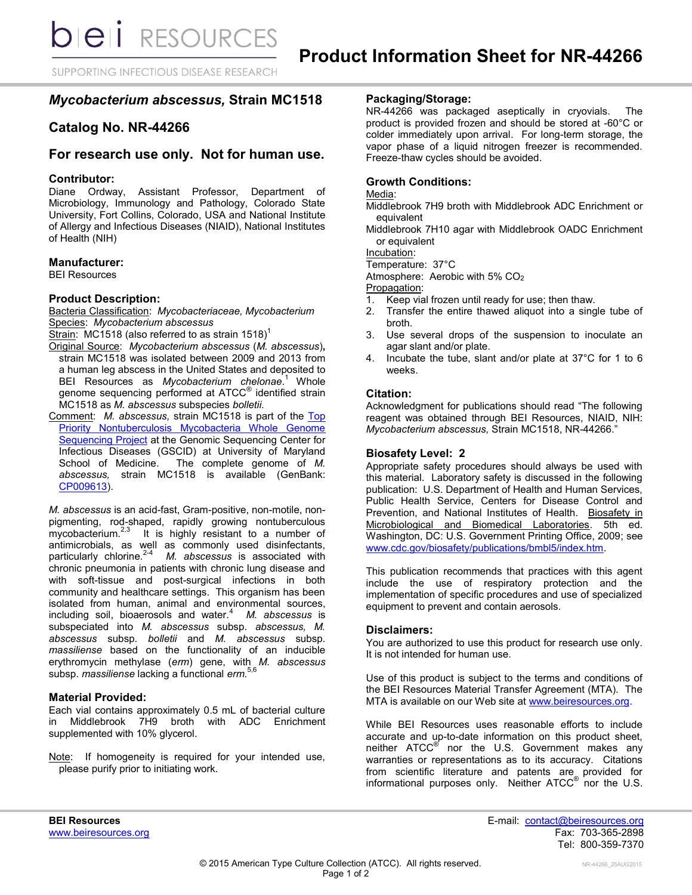# Product Information Sheet for NR-44266

## *Mycobacterium abscessus,* Strain MC1518

## Catalog No. NR-44266

## For research use only. Not for human use.

### Contributor:

Diane Ordway, Assistant Professor, Department of Microbiology, Immunology and Pathology, Colorado State University, Fort Collins, Colorado, USA and National Institute of Allergy and Infectious Diseases (NIAID), National Institutes of Health (NIH)

### Manufacturer:

BEI Resources

### Product Description:

Bacteria Classification: *Mycobacteriaceae, Mycobacterium*
Species: *Mycobacterium abscessus*
Strain: MC1518 (also referred to as strain 1518)[1]
Original Source: *Mycobacterium abscessus* (*M. abscessus*), strain MC1518 was isolated between 2009 and 2013 from a human leg abscess in the United States and deposited to BEI Resources as *Mycobacterium chelonae*.[1] Whole genome sequencing performed at ATCC® identified strain MC1518 as *M. abscessus* subspecies *bolletii.*
Comment: *M. abscessus,* strain MC1518 is part of the Top Priority Nontuberculosis Mycobacteria Whole Genome Sequencing Project at the Genomic Sequencing Center for Infectious Diseases (GSCID) at University of Maryland School of Medicine. The complete genome of *M. abscessus,* strain MC1518 is available (GenBank: CP009613).

*M. abscessus* is an acid-fast, Gram-positive, non-motile, non-pigmenting, rod-shaped, rapidly growing nontuberculous mycobacterium.[2,3] It is highly resistant to a number of antimicrobials, as well as commonly used disinfectants, particularly chlorine.[2-4] *M. abscessus* is associated with chronic pneumonia in patients with chronic lung disease and with soft-tissue and post-surgical infections in both community and healthcare settings. This organism has been isolated from human, animal and environmental sources, including soil, bioaerosols and water.[4] *M. abscessus* is subspeciated into *M. abscessus* subsp. *abscessus, M. abscessus* subsp. *bolletii* and *M. abscessus* subsp. *massiliense* based on the functionality of an inducible erythromycin methylase (*erm*) gene, with *M. abscessus* subsp. *massiliense* lacking a functional *erm.*[5,6]

### Material Provided:

Each vial contains approximately 0.5 mL of bacterial culture in Middlebrook 7H9 broth with ADC Enrichment supplemented with 10% glycerol.

Note: If homogeneity is required for your intended use, please purify prior to initiating work.

### Packaging/Storage:

NR-44266 was packaged aseptically in cryovials. The product is provided frozen and should be stored at -60°C or colder immediately upon arrival. For long-term storage, the vapor phase of a liquid nitrogen freezer is recommended. Freeze-thaw cycles should be avoided.

### Growth Conditions:

Media:
Middlebrook 7H9 broth with Middlebrook ADC Enrichment or equivalent
Middlebrook 7H10 agar with Middlebrook OADC Enrichment or equivalent
Incubation:
Temperature: 37°C
Atmosphere: Aerobic with 5% $CO_2$
Propagation:

1. Keep vial frozen until ready for use; then thaw.
2. Transfer the entire thawed aliquot into a single tube of broth.
3. Use several drops of the suspension to inoculate an agar slant and/or plate.
4. Incubate the tube, slant and/or plate at 37°C for 1 to 6 weeks.

### Citation:

Acknowledgment for publications should read "The following reagent was obtained through BEI Resources, NIAID, NIH: *Mycobacterium abscessus,* Strain MC1518, NR-44266."

### Biosafety Level: 2

Appropriate safety procedures should always be used with this material. Laboratory safety is discussed in the following publication: U.S. Department of Health and Human Services, Public Health Service, Centers for Disease Control and Prevention, and National Institutes of Health. Biosafety in Microbiological and Biomedical Laboratories. 5th ed. Washington, DC: U.S. Government Printing Office, 2009; see www.cdc.gov/biosafety/publications/bmbl5/index.htm.

This publication recommends that practices with this agent include the use of respiratory protection and the implementation of specific procedures and use of specialized equipment to prevent and contain aerosols.

### Disclaimers:

You are authorized to use this product for research use only. It is not intended for human use.

Use of this product is subject to the terms and conditions of the BEI Resources Material Transfer Agreement (MTA). The MTA is available on our Web site at www.beiresources.org.

While BEI Resources uses reasonable efforts to include accurate and up-to-date information on this product sheet, neither ATCC® nor the U.S. Government makes any warranties or representations as to its accuracy. Citations from scientific literature and patents are provided for informational purposes only. Neither ATCC® nor the U.S.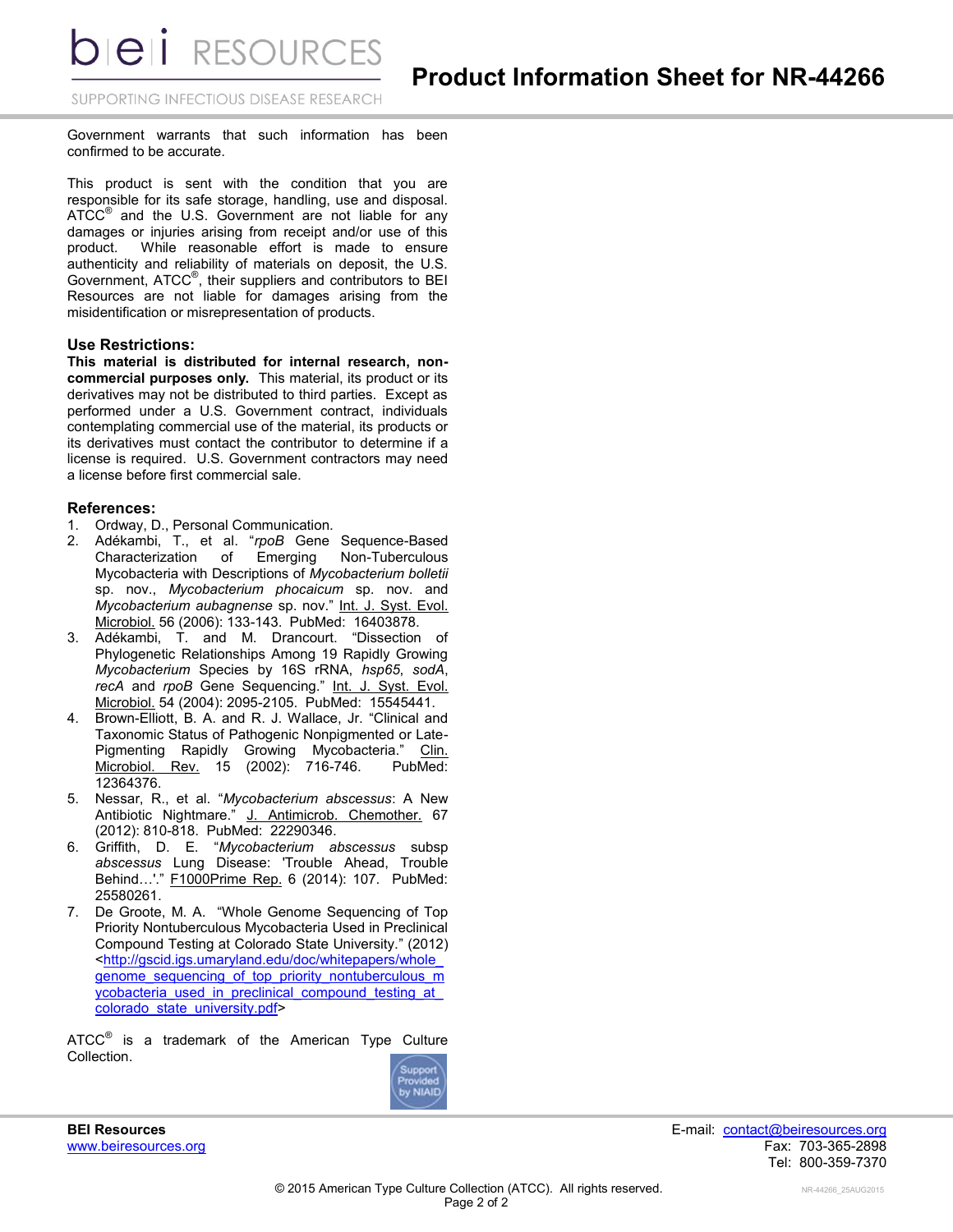Government warrants that such information has been confirmed to be accurate.

This product is sent with the condition that you are responsible for its safe storage, handling, use and disposal. ATCC® and the U.S. Government are not liable for any damages or injuries arising from receipt and/or use of this product. While reasonable effort is made to ensure authenticity and reliability of materials on deposit, the U.S. Government, ATCC®, their suppliers and contributors to BEI Resources are not liable for damages arising from the misidentification or misrepresentation of products.

### Use Restrictions:

**This material is distributed for internal research, non-commercial purposes only.** This material, its product or its derivatives may not be distributed to third parties. Except as performed under a U.S. Government contract, individuals contemplating commercial use of the material, its products or its derivatives must contact the contributor to determine if a license is required. U.S. Government contractors may need a license before first commercial sale.

### References:

1. Ordway, D., Personal Communication.
2. Adékambi, T., et al. "*rpoB* Gene Sequence-Based Characterization of Emerging Non-Tuberculous Mycobacteria with Descriptions of *Mycobacterium bolletii* sp. nov., *Mycobacterium phocaicum* sp. nov. and *Mycobacterium aubagnense* sp. nov." Int. J. Syst. Evol. Microbiol. 56 (2006): 133-143. PubMed: 16403878.
3. Adékambi, T. and M. Drancourt. "Dissection of Phylogenetic Relationships Among 19 Rapidly Growing *Mycobacterium* Species by 16S rRNA, *hsp65*, *sodA*, *recA* and *rpoB* Gene Sequencing." Int. J. Syst. Evol. Microbiol. 54 (2004): 2095-2105. PubMed: 15545441.
4. Brown-Elliott, B. A. and R. J. Wallace, Jr. "Clinical and Taxonomic Status of Pathogenic Nonpigmented or Late-Pigmenting Rapidly Growing Mycobacteria." Clin. Microbiol. Rev. 15 (2002): 716-746. PubMed: 12364376.
5. Nessar, R., et al. "*Mycobacterium abscessus*: A New Antibiotic Nightmare." J. Antimicrob. Chemother. 67 (2012): 810-818. PubMed: 22290346.
6. Griffith, D. E. "*Mycobacterium abscessus* subsp *abscessus* Lung Disease: 'Trouble Ahead, Trouble Behind…'." F1000Prime Rep. 6 (2014): 107. PubMed: 25580261.
7. De Groote, M. A. "Whole Genome Sequencing of Top Priority Nontuberculous Mycobacteria Used in Preclinical Compound Testing at Colorado State University." (2012) <http://gscid.igs.umaryland.edu/doc/whitepapers/whole_genome_sequencing_of_top_priority_nontuberculous_mycobacteria_used_in_preclinical_compound_testing_at_colorado_state_university.pdf>

ATCC® is a trademark of the American Type Culture Collection.

**BEI Resources**
www.beiresources.org

E-mail: contact@beiresources.org
Fax: 703-365-2898
Tel: 800-359-7370

© 2015 American Type Culture Collection (ATCC). All rights reserved.